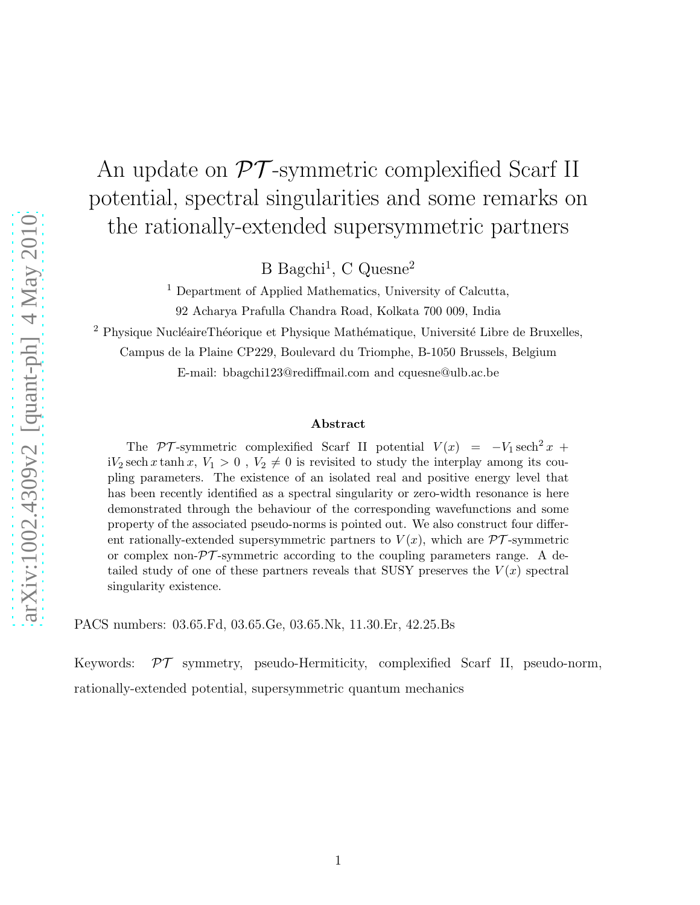# An update on $\mathcal{PT}$-symmetric complexified Scarf II potential, spectral singularities and some remarks on the rationally-extended supersymmetric partners

B Bagchi[1], C Quesne[2]

[1] Department of Applied Mathematics, University of Calcutta, 92 Acharya Prafulla Chandra Road, Kolkata 700 009, India

[2] Physique NucléaireThéorique et Physique Mathématique, Université Libre de Bruxelles, Campus de la Plaine CP229, Boulevard du Triomphe, B-1050 Brussels, Belgium

E-mail: bbagchi123@rediffmail.com and cquesne@ulb.ac.be

## Abstract

The $\mathcal{PT}$-symmetric complexified Scarf II potential $V(x) = -V_1 \operatorname{sech}^2 x + \mathrm{i}V_2 \operatorname{sech} x \tanh x$, $V_1 > 0$, $V_2 \neq 0$ is revisited to study the interplay among its coupling parameters. The existence of an isolated real and positive energy level that has been recently identified as a spectral singularity or zero-width resonance is here demonstrated through the behaviour of the corresponding wavefunctions and some property of the associated pseudo-norms is pointed out. We also construct four different rationally-extended supersymmetric partners to $V(x)$, which are $\mathcal{PT}$-symmetric or complex non-$\mathcal{PT}$-symmetric according to the coupling parameters range. A detailed study of one of these partners reveals that SUSY preserves the $V(x)$ spectral singularity existence.

PACS numbers: 03.65.Fd, 03.65.Ge, 03.65.Nk, 11.30.Er, 42.25.Bs

Keywords: $\mathcal{PT}$ symmetry, pseudo-Hermiticity, complexified Scarf II, pseudo-norm, rationally-extended potential, supersymmetric quantum mechanics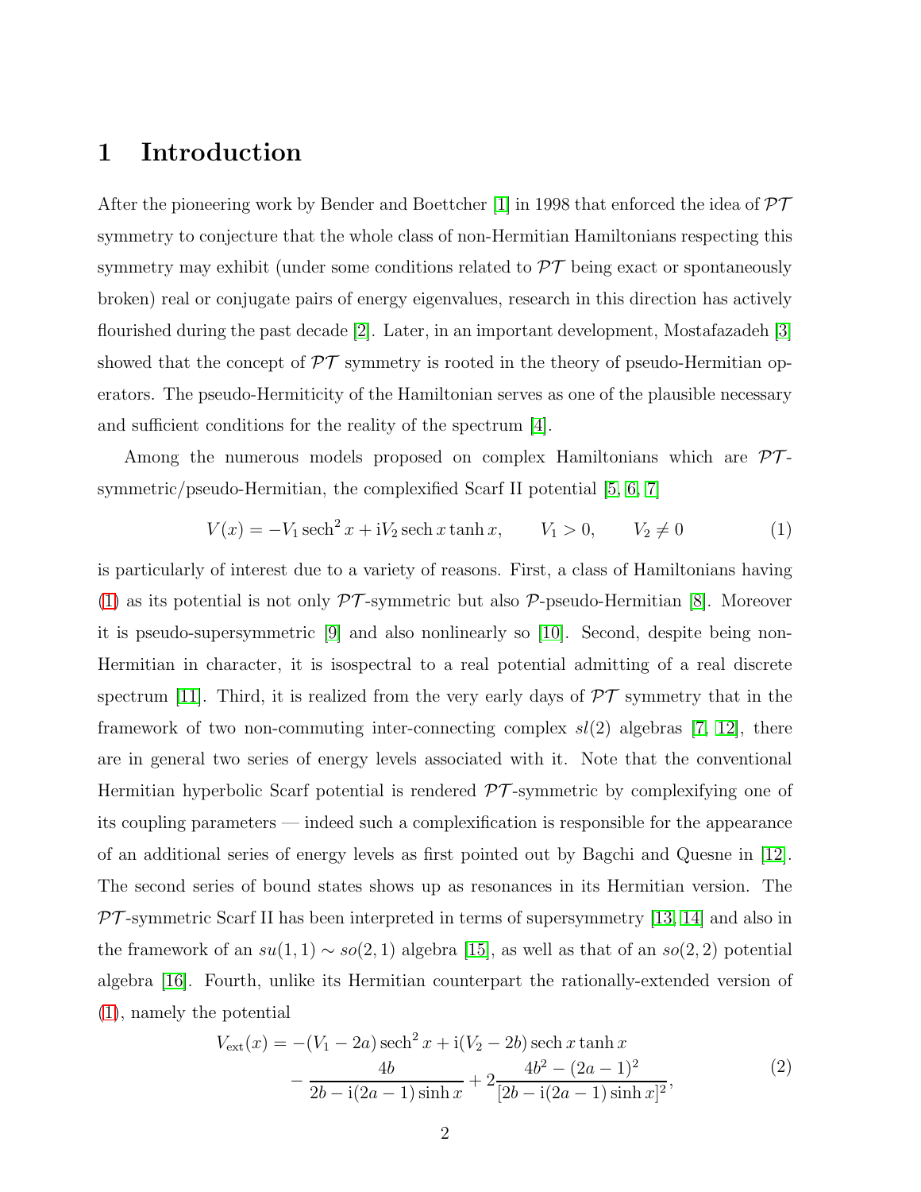# 1 Introduction

After the pioneering work by Bender and Boettcher [1] in 1998 that enforced the idea of $\mathcal{PT}$ symmetry to conjecture that the whole class of non-Hermitian Hamiltonians respecting this symmetry may exhibit (under some conditions related to $\mathcal{PT}$ being exact or spontaneously broken) real or conjugate pairs of energy eigenvalues, research in this direction has actively flourished during the past decade [2]. Later, in an important development, Mostafazadeh [3] showed that the concept of $\mathcal{PT}$ symmetry is rooted in the theory of pseudo-Hermitian operators. The pseudo-Hermiticity of the Hamiltonian serves as one of the plausible necessary and sufficient conditions for the reality of the spectrum [4].

Among the numerous models proposed on complex Hamiltonians which are $\mathcal{PT}$-symmetric/pseudo-Hermitian, the complexified Scarf II potential [5, 6, 7]

$$V(x) = -V_1 \operatorname{sech}^2 x + \mathrm{i} V_2 \operatorname{sech} x \tanh x, \qquad V_1 > 0, \qquad V_2 \neq 0 \tag{1}$$

is particularly of interest due to a variety of reasons. First, a class of Hamiltonians having (1) as its potential is not only $\mathcal{PT}$-symmetric but also $\mathcal{P}$-pseudo-Hermitian [8]. Moreover it is pseudo-supersymmetric [9] and also nonlinearly so [10]. Second, despite being non-Hermitian in character, it is isospectral to a real potential admitting of a real discrete spectrum [11]. Third, it is realized from the very early days of $\mathcal{PT}$ symmetry that in the framework of two non-commuting inter-connecting complex $sl(2)$ algebras [7, 12], there are in general two series of energy levels associated with it. Note that the conventional Hermitian hyperbolic Scarf potential is rendered $\mathcal{PT}$-symmetric by complexifying one of its coupling parameters — indeed such a complexification is responsible for the appearance of an additional series of energy levels as first pointed out by Bagchi and Quesne in [12]. The second series of bound states shows up as resonances in its Hermitian version. The $\mathcal{PT}$-symmetric Scarf II has been interpreted in terms of supersymmetry [13, 14] and also in the framework of an $su(1,1) \sim so(2,1)$ algebra [15], as well as that of an $so(2,2)$ potential algebra [16]. Fourth, unlike its Hermitian counterpart the rationally-extended version of (1), namely the potential

$$\begin{aligned} V_{\text{ext}}(x) = & -(V_1 - 2a) \operatorname{sech}^2 x + \mathrm{i}(V_2 - 2b) \operatorname{sech} x \tanh x \\ & - \frac{4b}{2b - \mathrm{i}(2a-1)\sinh x} + 2\frac{4b^2 - (2a-1)^2}{[2b - \mathrm{i}(2a-1)\sinh x]^2}, \end{aligned} \tag{2}$$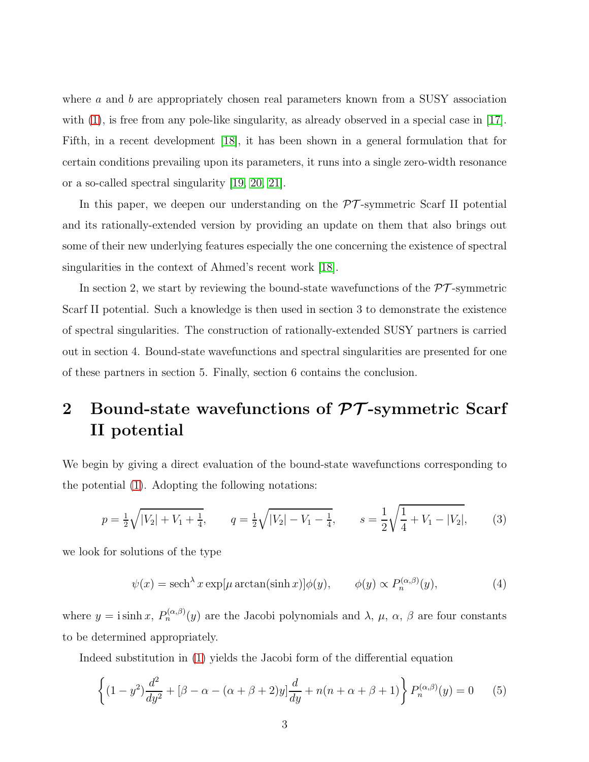where $a$ and $b$ are appropriately chosen real parameters known from a SUSY association with (1), is free from any pole-like singularity, as already observed in a special case in [17]. Fifth, in a recent development [18], it has been shown in a general formulation that for certain conditions prevailing upon its parameters, it runs into a single zero-width resonance or a so-called spectral singularity [19, 20, 21].

In this paper, we deepen our understanding on the $\mathcal{PT}$-symmetric Scarf II potential and its rationally-extended version by providing an update on them that also brings out some of their new underlying features especially the one concerning the existence of spectral singularities in the context of Ahmed's recent work [18].

In section 2, we start by reviewing the bound-state wavefunctions of the $\mathcal{PT}$-symmetric Scarf II potential. Such a knowledge is then used in section 3 to demonstrate the existence of spectral singularities. The construction of rationally-extended SUSY partners is carried out in section 4. Bound-state wavefunctions and spectral singularities are presented for one of these partners in section 5. Finally, section 6 contains the conclusion.

## 2 Bound-state wavefunctions of $\mathcal{PT}$-symmetric Scarf II potential

We begin by giving a direct evaluation of the bound-state wavefunctions corresponding to the potential (1). Adopting the following notations:

$$p = \tfrac{1}{2}\sqrt{|V_2| + V_1 + \tfrac{1}{4}}, \qquad q = \tfrac{1}{2}\sqrt{|V_2| - V_1 - \tfrac{1}{4}}, \qquad s = \frac{1}{2}\sqrt{\frac{1}{4} + V_1 - |V_2|}, \tag{3}$$

we look for solutions of the type

$$\psi(x) = \operatorname{sech}^{\lambda} x \exp[\mu \arctan(\sinh x)]\phi(y), \qquad \phi(y) \propto P_n^{(\alpha,\beta)}(y), \tag{4}$$

where $y = \mathrm{i}\sinh x$, $P_n^{(\alpha,\beta)}(y)$ are the Jacobi polynomials and $\lambda$, $\mu$, $\alpha$, $\beta$ are four constants to be determined appropriately.

Indeed substitution in (1) yields the Jacobi form of the differential equation

$$\left\{(1-y^2)\frac{d^2}{dy^2} + [\beta - \alpha - (\alpha+\beta+2)y]\frac{d}{dy} + n(n+\alpha+\beta+1)\right\} P_n^{(\alpha,\beta)}(y) = 0 \tag{5}$$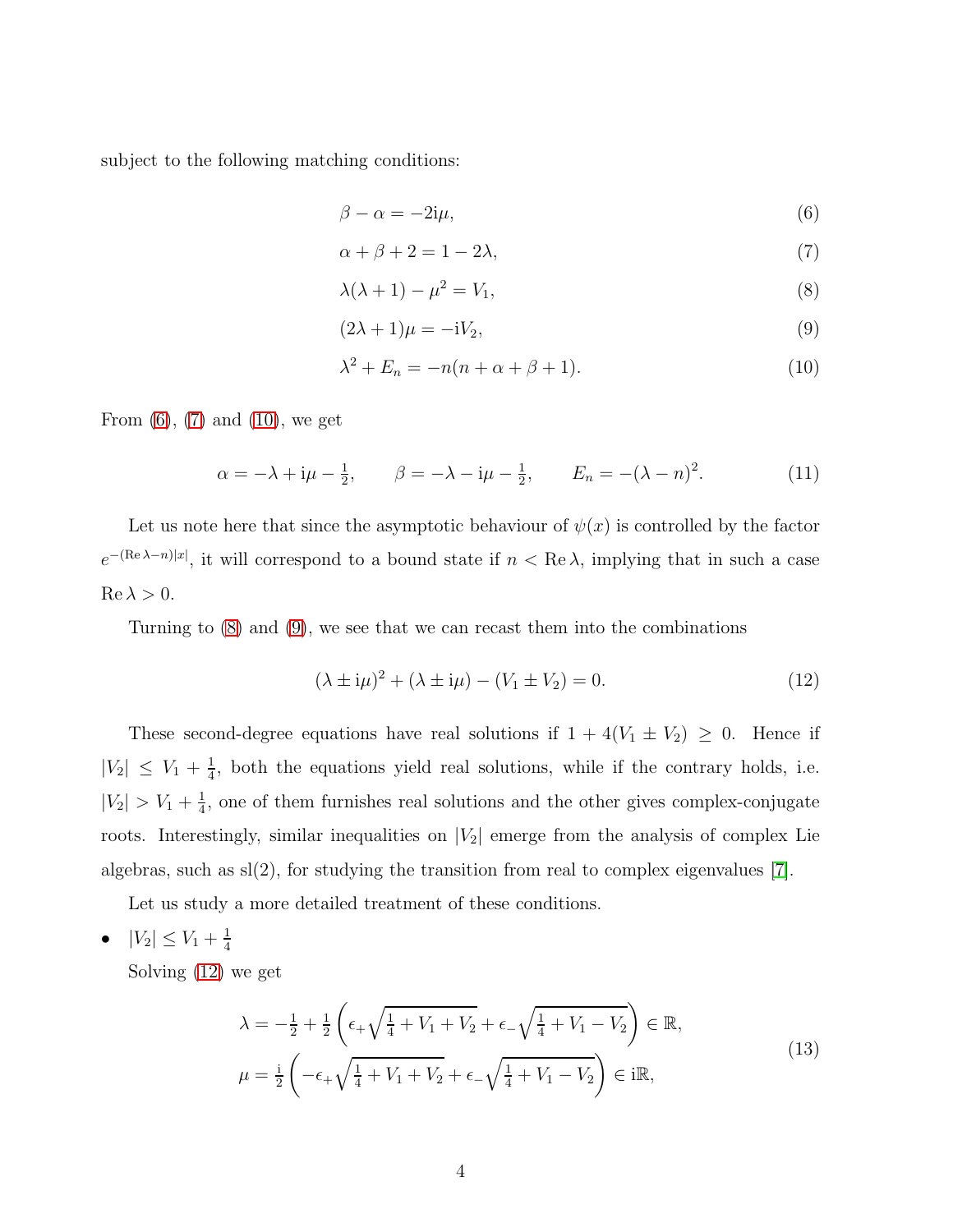subject to the following matching conditions:

$$\beta - \alpha = -2\mathrm{i}\mu, \tag{6}$$

$$\alpha + \beta + 2 = 1 - 2\lambda, \tag{7}$$

$$\lambda(\lambda+1) - \mu^2 = V_1, \tag{8}$$

$$(2\lambda+1)\mu = -\mathrm{i}V_2, \tag{9}$$

$$\lambda^2 + E_n = -n(n+\alpha+\beta+1). \tag{10}$$

From (6), (7) and (10), we get

$$\alpha = -\lambda + \mathrm{i}\mu - \tfrac{1}{2}, \qquad \beta = -\lambda - \mathrm{i}\mu - \tfrac{1}{2}, \qquad E_n = -(\lambda - n)^2. \tag{11}$$

Let us note here that since the asymptotic behaviour of $\psi(x)$ is controlled by the factor $e^{-(\mathrm{Re}\,\lambda - n)|x|}$, it will correspond to a bound state if $n < \mathrm{Re}\,\lambda$, implying that in such a case $\mathrm{Re}\,\lambda > 0$.

Turning to (8) and (9), we see that we can recast them into the combinations

$$(\lambda \pm \mathrm{i}\mu)^2 + (\lambda \pm \mathrm{i}\mu) - (V_1 \pm V_2) = 0. \tag{12}$$

These second-degree equations have real solutions if $1 + 4(V_1 \pm V_2) \geq 0$. Hence if $|V_2| \leq V_1 + \frac{1}{4}$, both the equations yield real solutions, while if the contrary holds, i.e. $|V_2| > V_1 + \frac{1}{4}$, one of them furnishes real solutions and the other gives complex-conjugate roots. Interestingly, similar inequalities on $|V_2|$ emerge from the analysis of complex Lie algebras, such as sl(2), for studying the transition from real to complex eigenvalues [7].

Let us study a more detailed treatment of these conditions.

- $|V_2| \leq V_1 + \frac{1}{4}$

  Solving (12) we get

$$\begin{aligned}
\lambda &= -\tfrac{1}{2} + \tfrac{1}{2}\left(\epsilon_+\sqrt{\tfrac{1}{4} + V_1 + V_2} + \epsilon_-\sqrt{\tfrac{1}{4} + V_1 - V_2}\right) \in \mathbb{R}, \\
\mu &= \tfrac{\mathrm{i}}{2}\left(-\epsilon_+\sqrt{\tfrac{1}{4} + V_1 + V_2} + \epsilon_-\sqrt{\tfrac{1}{4} + V_1 - V_2}\right) \in \mathrm{i}\mathbb{R},
\end{aligned} \tag{13}$$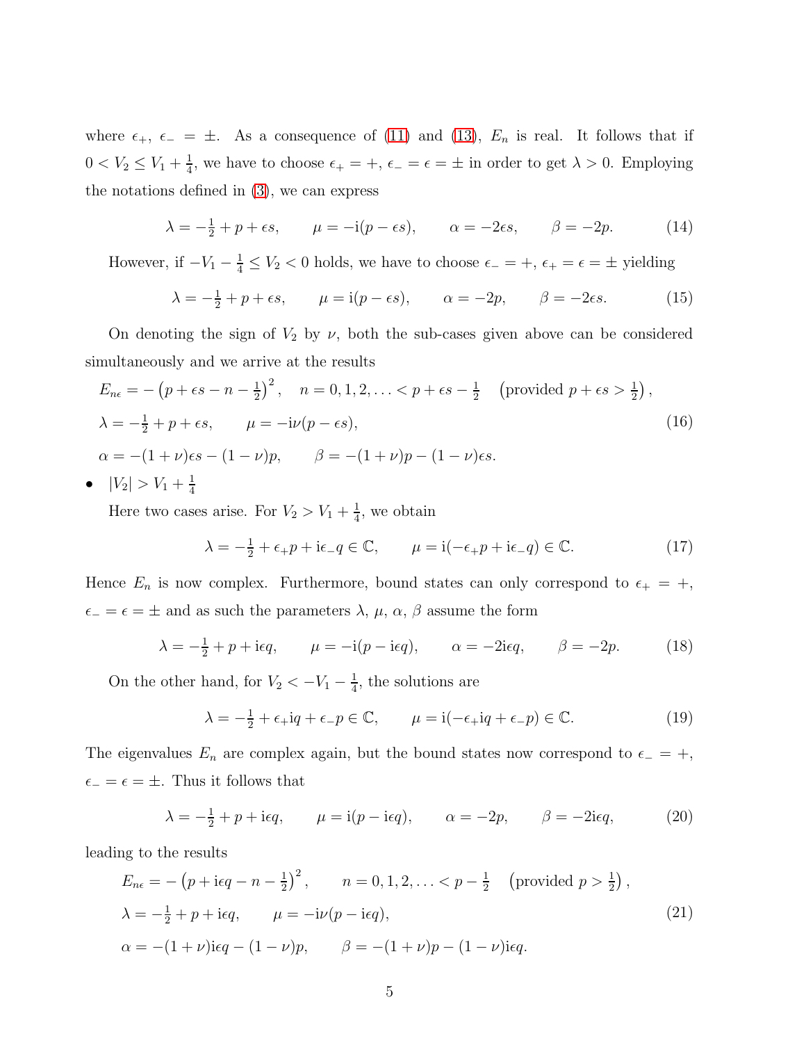where $\epsilon_+$, $\epsilon_- = \pm$. As a consequence of (11) and (13), $E_n$ is real. It follows that if $0 < V_2 \leq V_1 + \frac{1}{4}$, we have to choose $\epsilon_+ = +$, $\epsilon_- = \epsilon = \pm$ in order to get $\lambda > 0$. Employing the notations defined in (3), we can express

$$\lambda = -\tfrac{1}{2} + p + \epsilon s, \qquad \mu = -\mathrm{i}(p - \epsilon s), \qquad \alpha = -2\epsilon s, \qquad \beta = -2p. \tag{14}$$

However, if $-V_1 - \frac{1}{4} \leq V_2 < 0$ holds, we have to choose $\epsilon_- = +$, $\epsilon_+ = \epsilon = \pm$ yielding

$$\lambda = -\tfrac{1}{2} + p + \epsilon s, \qquad \mu = \mathrm{i}(p - \epsilon s), \qquad \alpha = -2p, \qquad \beta = -2\epsilon s. \tag{15}$$

On denoting the sign of $V_2$ by $\nu$, both the sub-cases given above can be considered simultaneously and we arrive at the results

$$\begin{aligned}
&E_{n\epsilon} = -\left(p + \epsilon s - n - \tfrac{1}{2}\right)^2, \quad n = 0, 1, 2, \ldots < p + \epsilon s - \tfrac{1}{2} \quad \left(\text{provided } p + \epsilon s > \tfrac{1}{2}\right), \\
&\lambda = -\tfrac{1}{2} + p + \epsilon s, \qquad \mu = -\mathrm{i}\nu(p - \epsilon s), \\
&\alpha = -(1 + \nu)\epsilon s - (1 - \nu)p, \qquad \beta = -(1 + \nu)p - (1 - \nu)\epsilon s.
\end{aligned} \tag{16}$$

- $|V_2| > V_1 + \frac{1}{4}$

  Here two cases arise. For $V_2 > V_1 + \frac{1}{4}$, we obtain

$$\lambda = -\tfrac{1}{2} + \epsilon_+ p + \mathrm{i}\epsilon_- q \in \mathbb{C}, \qquad \mu = \mathrm{i}(-\epsilon_+ p + \mathrm{i}\epsilon_- q) \in \mathbb{C}. \tag{17}$$

Hence $E_n$ is now complex. Furthermore, bound states can only correspond to $\epsilon_+ = +$, $\epsilon_- = \epsilon = \pm$ and as such the parameters $\lambda$, $\mu$, $\alpha$, $\beta$ assume the form

$$\lambda = -\tfrac{1}{2} + p + \mathrm{i}\epsilon q, \qquad \mu = -\mathrm{i}(p - \mathrm{i}\epsilon q), \qquad \alpha = -2\mathrm{i}\epsilon q, \qquad \beta = -2p. \tag{18}$$

On the other hand, for $V_2 < -V_1 - \frac{1}{4}$, the solutions are

$$\lambda = -\tfrac{1}{2} + \epsilon_+ \mathrm{i}q + \epsilon_- p \in \mathbb{C}, \qquad \mu = \mathrm{i}(-\epsilon_+ \mathrm{i}q + \epsilon_- p) \in \mathbb{C}. \tag{19}$$

The eigenvalues $E_n$ are complex again, but the bound states now correspond to $\epsilon_- = +$, $\epsilon_- = \epsilon = \pm$. Thus it follows that

$$\lambda = -\tfrac{1}{2} + p + \mathrm{i}\epsilon q, \qquad \mu = \mathrm{i}(p - \mathrm{i}\epsilon q), \qquad \alpha = -2p, \qquad \beta = -2\mathrm{i}\epsilon q, \tag{20}$$

leading to the results

$$\begin{aligned}
&E_{n\epsilon} = -\left(p + \mathrm{i}\epsilon q - n - \tfrac{1}{2}\right)^2, \qquad n = 0, 1, 2, \ldots < p - \tfrac{1}{2} \quad \left(\text{provided } p > \tfrac{1}{2}\right), \\
&\lambda = -\tfrac{1}{2} + p + \mathrm{i}\epsilon q, \qquad \mu = -\mathrm{i}\nu(p - \mathrm{i}\epsilon q), \\
&\alpha = -(1 + \nu)\mathrm{i}\epsilon q - (1 - \nu)p, \qquad \beta = -(1 + \nu)p - (1 - \nu)\mathrm{i}\epsilon q.
\end{aligned} \tag{21}$$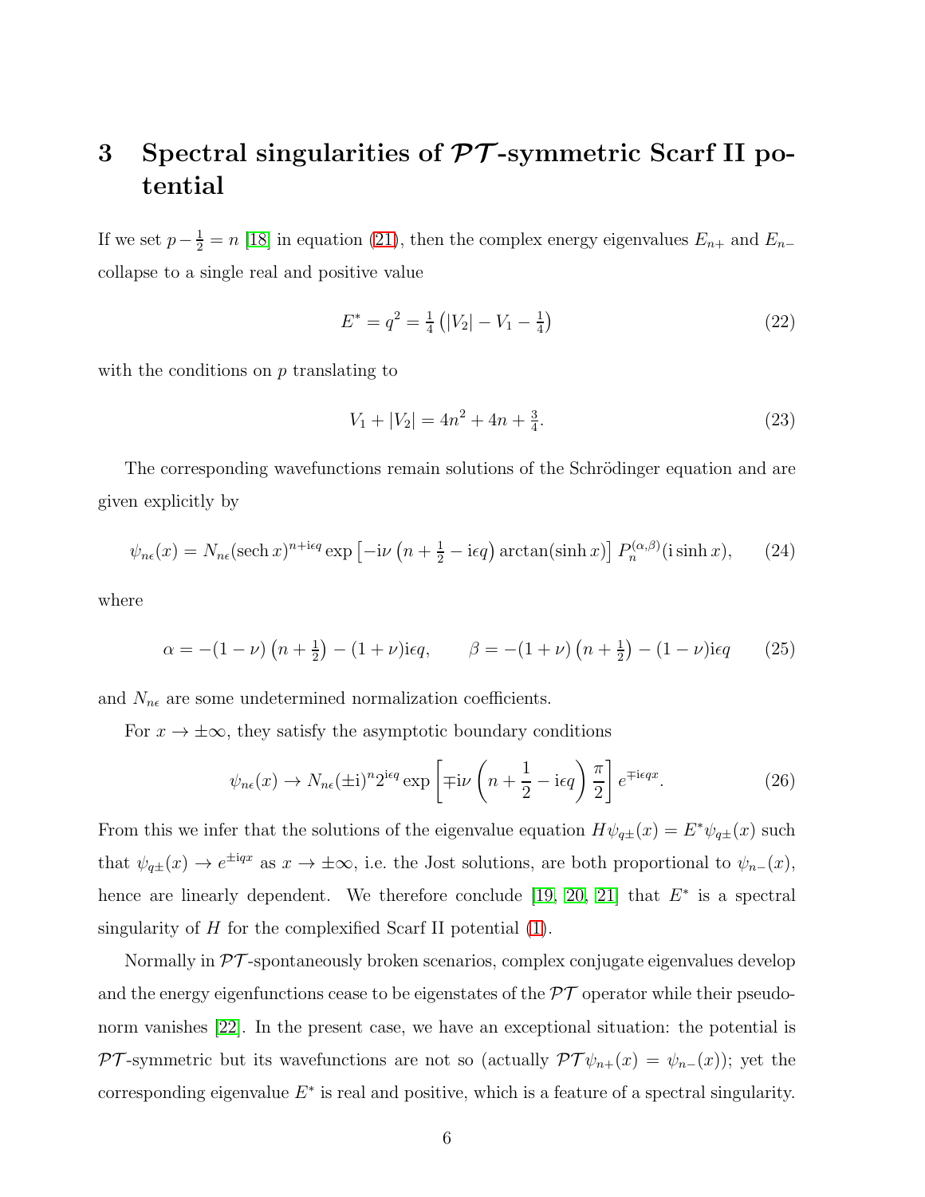# 3 Spectral singularities of $\mathcal{PT}$-symmetric Scarf II potential

If we set $p - \frac{1}{2} = n$ [18] in equation (21), then the complex energy eigenvalues $E_{n+}$ and $E_{n-}$ collapse to a single real and positive value

$$E^* = q^2 = \tfrac{1}{4}\left(|V_2| - V_1 - \tfrac{1}{4}\right) \tag{22}$$

with the conditions on $p$ translating to

$$V_1 + |V_2| = 4n^2 + 4n + \tfrac{3}{4}. \tag{23}$$

The corresponding wavefunctions remain solutions of the Schrödinger equation and are given explicitly by

$$\psi_{n\epsilon}(x) = N_{n\epsilon}(\operatorname{sech} x)^{n+\mathrm{i}\epsilon q} \exp\left[-\mathrm{i}\nu\left(n + \tfrac{1}{2} - \mathrm{i}\epsilon q\right)\arctan(\sinh x)\right] P_n^{(\alpha,\beta)}(\mathrm{i}\sinh x), \tag{24}$$

where

$$\alpha = -(1-\nu)\left(n + \tfrac{1}{2}\right) - (1+\nu)\mathrm{i}\epsilon q, \qquad \beta = -(1+\nu)\left(n + \tfrac{1}{2}\right) - (1-\nu)\mathrm{i}\epsilon q \tag{25}$$

and $N_{n\epsilon}$ are some undetermined normalization coefficients.

For $x \to \pm\infty$, they satisfy the asymptotic boundary conditions

$$\psi_{n\epsilon}(x) \to N_{n\epsilon}(\pm\mathrm{i})^n 2^{\mathrm{i}\epsilon q} \exp\left[\mp\mathrm{i}\nu\left(n + \frac{1}{2} - \mathrm{i}\epsilon q\right)\frac{\pi}{2}\right] e^{\mp\mathrm{i}\epsilon q x}. \tag{26}$$

From this we infer that the solutions of the eigenvalue equation $H\psi_{q\pm}(x) = E^*\psi_{q\pm}(x)$ such that $\psi_{q\pm}(x) \to e^{\pm\mathrm{i}qx}$ as $x \to \pm\infty$, i.e. the Jost solutions, are both proportional to $\psi_{n-}(x)$, hence are linearly dependent. We therefore conclude [19, 20, 21] that $E^*$ is a spectral singularity of $H$ for the complexified Scarf II potential (1).

Normally in $\mathcal{PT}$-spontaneously broken scenarios, complex conjugate eigenvalues develop and the energy eigenfunctions cease to be eigenstates of the $\mathcal{PT}$ operator while their pseudo-norm vanishes [22]. In the present case, we have an exceptional situation: the potential is $\mathcal{PT}$-symmetric but its wavefunctions are not so (actually $\mathcal{PT}\psi_{n+}(x) = \psi_{n-}(x)$); yet the corresponding eigenvalue $E^*$ is real and positive, which is a feature of a spectral singularity.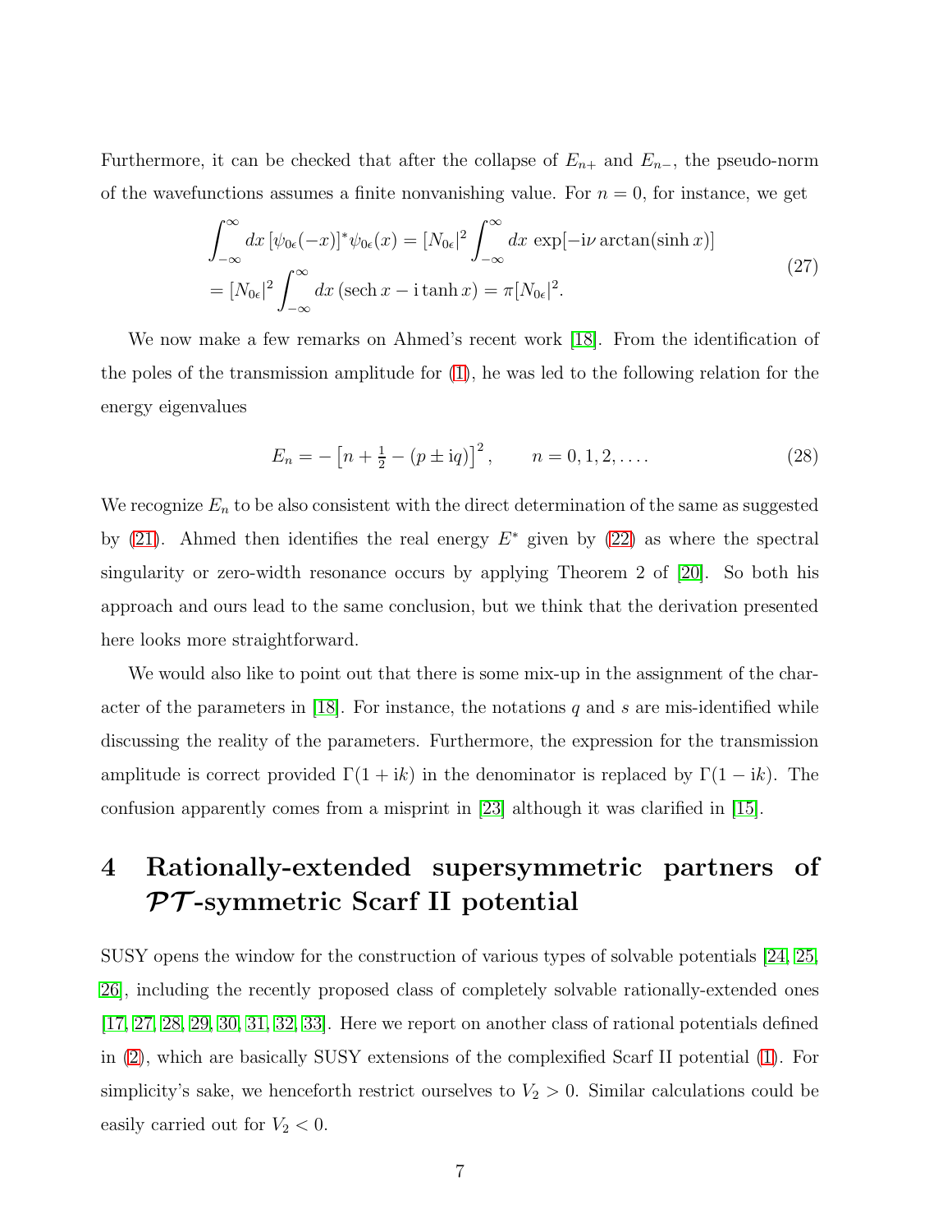Furthermore, it can be checked that after the collapse of $E_{n+}$ and $E_{n-}$, the pseudo-norm of the wavefunctions assumes a finite nonvanishing value. For $n = 0$, for instance, we get

$$
\begin{aligned}
&\int_{-\infty}^{\infty} dx\, [\psi_{0\epsilon}(-x)]^* \psi_{0\epsilon}(x) = [N_{0\epsilon}|^2 \int_{-\infty}^{\infty} dx\, \exp[-\mathrm{i}\nu \arctan(\sinh x)] \\
&= [N_{0\epsilon}|^2 \int_{-\infty}^{\infty} dx\, (\operatorname{sech} x - \mathrm{i} \tanh x) = \pi [N_{0\epsilon}|^2.
\end{aligned} \tag{27}
$$

We now make a few remarks on Ahmed's recent work [18]. From the identification of the poles of the transmission amplitude for (1), he was led to the following relation for the energy eigenvalues

$$
E_n = -\left[n + \tfrac{1}{2} - (p \pm \mathrm{i}q)\right]^2, \qquad n = 0, 1, 2, \ldots. \tag{28}
$$

We recognize $E_n$ to be also consistent with the direct determination of the same as suggested by (21). Ahmed then identifies the real energy $E^*$ given by (22) as where the spectral singularity or zero-width resonance occurs by applying Theorem 2 of [20]. So both his approach and ours lead to the same conclusion, but we think that the derivation presented here looks more straightforward.

We would also like to point out that there is some mix-up in the assignment of the character of the parameters in [18]. For instance, the notations $q$ and $s$ are mis-identified while discussing the reality of the parameters. Furthermore, the expression for the transmission amplitude is correct provided $\Gamma(1 + \mathrm{i}k)$ in the denominator is replaced by $\Gamma(1 - \mathrm{i}k)$. The confusion apparently comes from a misprint in [23] although it was clarified in [15].

# 4 Rationally-extended supersymmetric partners of $\mathcal{PT}$-symmetric Scarf II potential

SUSY opens the window for the construction of various types of solvable potentials [24, 25, 26], including the recently proposed class of completely solvable rationally-extended ones [17, 27, 28, 29, 30, 31, 32, 33]. Here we report on another class of rational potentials defined in (2), which are basically SUSY extensions of the complexified Scarf II potential (1). For simplicity's sake, we henceforth restrict ourselves to $V_2 > 0$. Similar calculations could be easily carried out for $V_2 < 0$.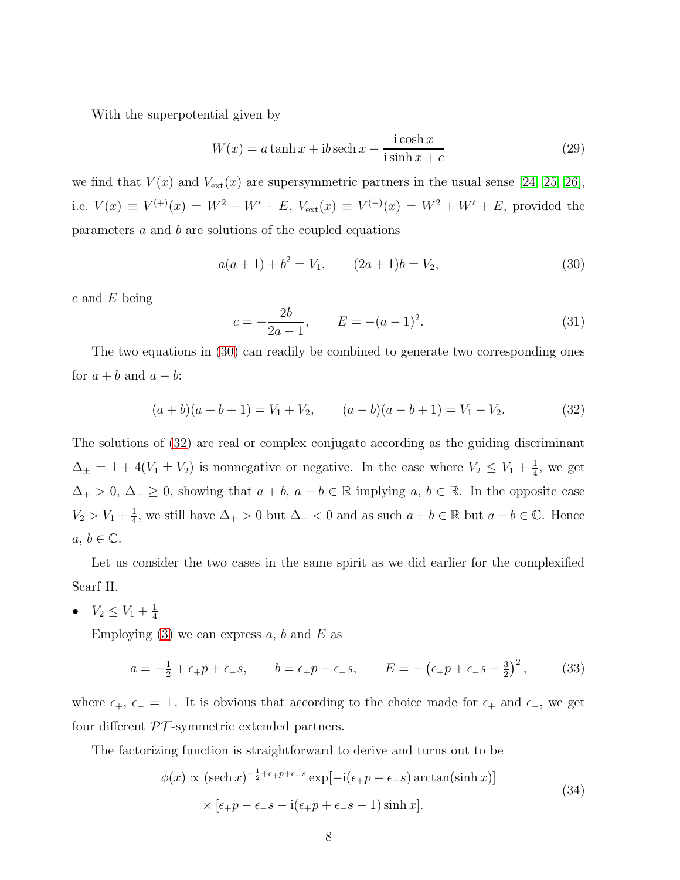With the superpotential given by

$$W(x) = a \tanh x + \mathrm{i} b \,\mathrm{sech}\, x - \frac{\mathrm{i} \cosh x}{\mathrm{i} \sinh x + c} \tag{29}$$

we find that $V(x)$ and $V_{\rm ext}(x)$ are supersymmetric partners in the usual sense [24, 25, 26], i.e. $V(x) \equiv V^{(+)}(x) = W^2 - W' + E$, $V_{\rm ext}(x) \equiv V^{(-)}(x) = W^2 + W' + E$, provided the parameters $a$ and $b$ are solutions of the coupled equations

$$a(a+1) + b^2 = V_1, \qquad (2a+1)b = V_2, \tag{30}$$

$c$ and $E$ being

$$c = -\frac{2b}{2a-1}, \qquad E = -(a-1)^2. \tag{31}$$

The two equations in (30) can readily be combined to generate two corresponding ones for $a+b$ and $a-b$:

$$(a+b)(a+b+1) = V_1 + V_2, \qquad (a-b)(a-b+1) = V_1 - V_2. \tag{32}$$

The solutions of (32) are real or complex conjugate according as the guiding discriminant $\Delta_{\pm} = 1 + 4(V_1 \pm V_2)$ is nonnegative or negative. In the case where $V_2 \le V_1 + \frac{1}{4}$, we get $\Delta_+ > 0$, $\Delta_- \ge 0$, showing that $a+b$, $a-b \in \mathbb{R}$ implying $a$, $b \in \mathbb{R}$. In the opposite case $V_2 > V_1 + \frac{1}{4}$, we still have $\Delta_+ > 0$ but $\Delta_- < 0$ and as such $a+b \in \mathbb{R}$ but $a-b \in \mathbb{C}$. Hence $a$, $b \in \mathbb{C}$.

Let us consider the two cases in the same spirit as we did earlier for the complexified Scarf II.

- $V_2 \le V_1 + \frac{1}{4}$

  Employing (3) we can express $a$, $b$ and $E$ as

$$a = -\tfrac{1}{2} + \epsilon_+ p + \epsilon_- s, \qquad b = \epsilon_+ p - \epsilon_- s, \qquad E = -\left(\epsilon_+ p + \epsilon_- s - \tfrac{3}{2}\right)^2, \tag{33}$$

where $\epsilon_+$, $\epsilon_- = \pm$. It is obvious that according to the choice made for $\epsilon_+$ and $\epsilon_-$, we get four different $\mathcal{PT}$-symmetric extended partners.

The factorizing function is straightforward to derive and turns out to be

$$\begin{aligned} \phi(x) \propto (\mathrm{sech}\, x)^{-\frac{1}{2}+\epsilon_+ p + \epsilon_- s} \exp[-\mathrm{i}(\epsilon_+ p - \epsilon_- s) \arctan(\sinh x)] \\ \times [\epsilon_+ p - \epsilon_- s - \mathrm{i}(\epsilon_+ p + \epsilon_- s - 1) \sinh x]. \end{aligned} \tag{34}$$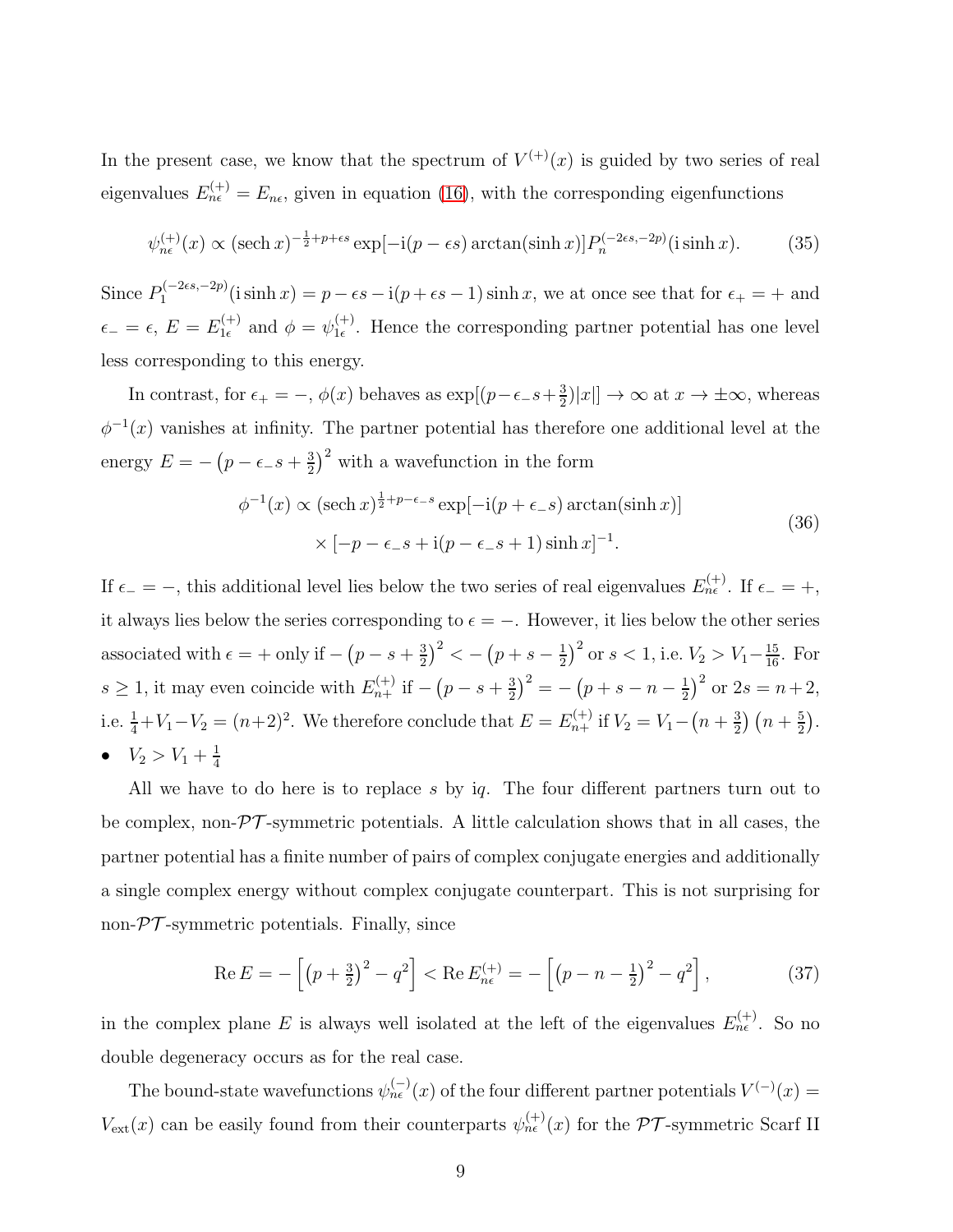In the present case, we know that the spectrum of $V^{(+)}(x)$ is guided by two series of real eigenvalues $E^{(+)}_{n\epsilon} = E_{n\epsilon}$, given in equation (16), with the corresponding eigenfunctions

$$\psi^{(+)}_{n\epsilon}(x) \propto (\operatorname{sech} x)^{-\frac{1}{2}+p+\epsilon s} \exp[-\mathrm{i}(p-\epsilon s)\arctan(\sinh x)] P_n^{(-2\epsilon s,-2p)}(\mathrm{i}\sinh x). \tag{35}$$

Since $P_1^{(-2\epsilon s,-2p)}(\mathrm{i}\sinh x) = p - \epsilon s - \mathrm{i}(p+\epsilon s - 1)\sinh x$, we at once see that for $\epsilon_+ = +$ and $\epsilon_- = \epsilon$, $E = E^{(+)}_{1\epsilon}$ and $\phi = \psi^{(+)}_{1\epsilon}$. Hence the corresponding partner potential has one level less corresponding to this energy.

In contrast, for $\epsilon_+ = -$, $\phi(x)$ behaves as $\exp[(p - \epsilon_- s + \frac{3}{2})|x|] \to \infty$ at $x \to \pm\infty$, whereas $\phi^{-1}(x)$ vanishes at infinity. The partner potential has therefore one additional level at the energy $E = -\left(p - \epsilon_- s + \frac{3}{2}\right)^2$ with a wavefunction in the form

$$\begin{aligned} \phi^{-1}(x) \propto (\operatorname{sech} x)^{\frac{1}{2}+p-\epsilon_- s} \exp[-\mathrm{i}(p+\epsilon_- s)\arctan(\sinh x)] \\ \times [-p - \epsilon_- s + \mathrm{i}(p - \epsilon_- s + 1)\sinh x]^{-1}. \end{aligned} \tag{36}$$

If $\epsilon_- = -$, this additional level lies below the two series of real eigenvalues $E^{(+)}_{n\epsilon}$. If $\epsilon_- = +$, it always lies below the series corresponding to $\epsilon = -$. However, it lies below the other series associated with $\epsilon = +$ only if $-\left(p - s + \frac{3}{2}\right)^2 < -\left(p + s - \frac{1}{2}\right)^2$ or $s < 1$, i.e. $V_2 > V_1 - \frac{15}{16}$. For $s \ge 1$, it may even coincide with $E^{(+)}_{n+}$ if $-\left(p - s + \frac{3}{2}\right)^2 = -\left(p + s - n - \frac{1}{2}\right)^2$ or $2s = n+2$, i.e. $\frac{1}{4} + V_1 - V_2 = (n+2)^2$. We therefore conclude that $E = E^{(+)}_{n+}$ if $V_2 = V_1 - \left(n + \frac{3}{2}\right)\left(n + \frac{5}{2}\right)$.

- $V_2 > V_1 + \frac{1}{4}$

All we have to do here is to replace $s$ by $\mathrm{i}q$. The four different partners turn out to be complex, non-$\mathcal{PT}$-symmetric potentials. A little calculation shows that in all cases, the partner potential has a finite number of pairs of complex conjugate energies and additionally a single complex energy without complex conjugate counterpart. This is not surprising for non-$\mathcal{PT}$-symmetric potentials. Finally, since

$$\operatorname{Re} E = -\left[\left(p + \tfrac{3}{2}\right)^2 - q^2\right] < \operatorname{Re} E^{(+)}_{n\epsilon} = -\left[\left(p - n - \tfrac{1}{2}\right)^2 - q^2\right], \tag{37}$$

in the complex plane $E$ is always well isolated at the left of the eigenvalues $E^{(+)}_{n\epsilon}$. So no double degeneracy occurs as for the real case.

The bound-state wavefunctions $\psi^{(-)}_{n\epsilon}(x)$ of the four different partner potentials $V^{(-)}(x) = V_{\mathrm{ext}}(x)$ can be easily found from their counterparts $\psi^{(+)}_{n\epsilon}(x)$ for the $\mathcal{PT}$-symmetric Scarf II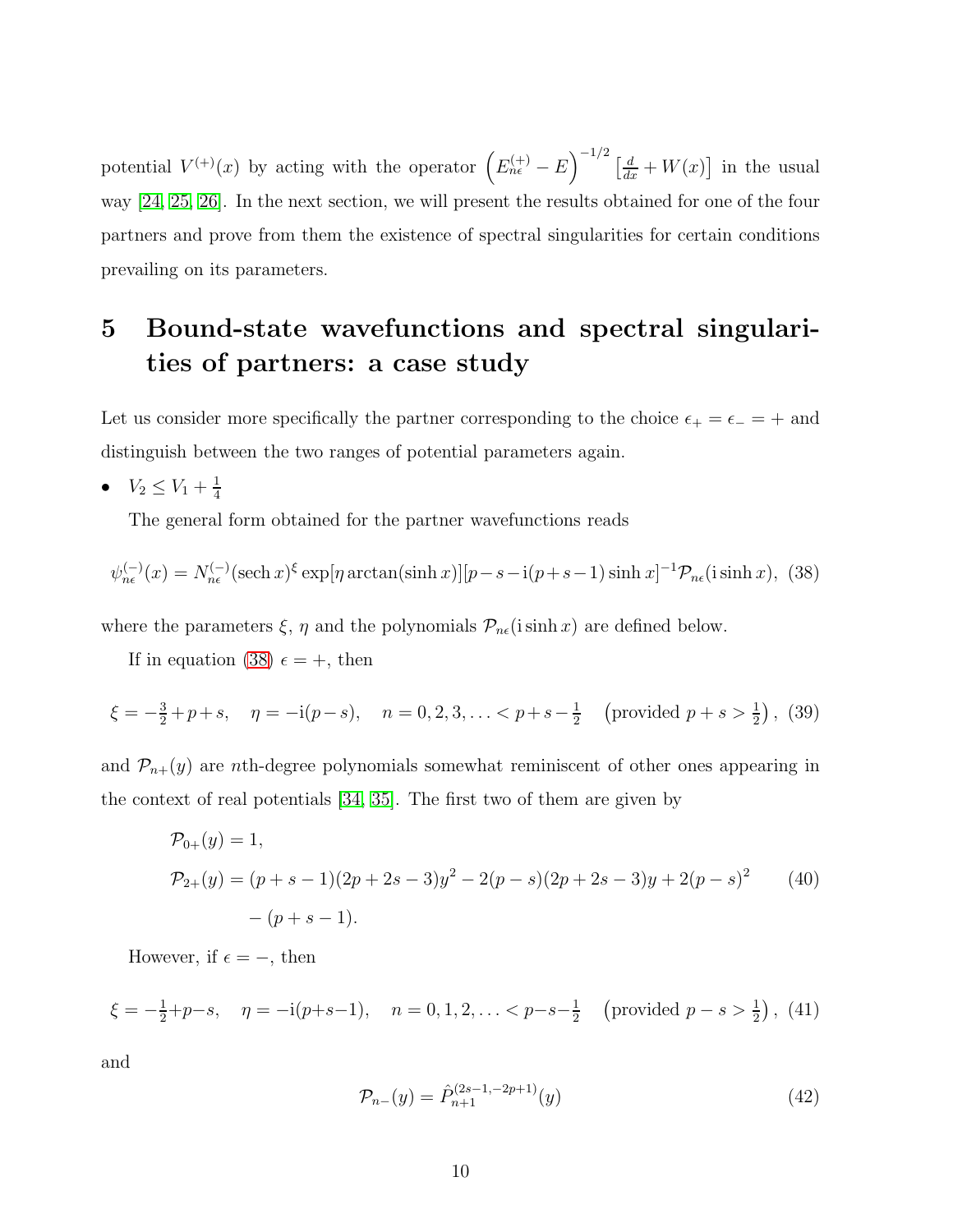potential $V^{(+)}(x)$ by acting with the operator $\left(E_{n\epsilon}^{(+)} - E\right)^{-1/2} \left[\frac{d}{dx} + W(x)\right]$ in the usual way [24, 25, 26]. In the next section, we will present the results obtained for one of the four partners and prove from them the existence of spectral singularities for certain conditions prevailing on its parameters.

# 5 Bound-state wavefunctions and spectral singularities of partners: a case study

Let us consider more specifically the partner corresponding to the choice $\epsilon_+ = \epsilon_- = +$ and distinguish between the two ranges of potential parameters again.

- $V_2 \leq V_1 + \frac{1}{4}$

  The general form obtained for the partner wavefunctions reads

$$\psi_{n\epsilon}^{(-)}(x) = N_{n\epsilon}^{(-)}(\operatorname{sech} x)^{\xi} \exp[\eta \arctan(\sinh x)][p - s - \mathrm{i}(p + s - 1)\sinh x]^{-1} \mathcal{P}_{n\epsilon}(\mathrm{i}\sinh x), \quad (38)$$

where the parameters $\xi$, $\eta$ and the polynomials $\mathcal{P}_{n\epsilon}(\mathrm{i}\sinh x)$ are defined below.

If in equation (38) $\epsilon = +$, then

$$\xi = -\tfrac{3}{2} + p + s, \quad \eta = -\mathrm{i}(p - s), \quad n = 0, 2, 3, \ldots < p + s - \tfrac{1}{2} \quad \left(\text{provided } p + s > \tfrac{1}{2}\right), \quad (39)$$

and $\mathcal{P}_{n+}(y)$ are $n$th-degree polynomials somewhat reminiscent of other ones appearing in the context of real potentials [34, 35]. The first two of them are given by

$$\begin{aligned}
\mathcal{P}_{0+}(y) &= 1, \\
\mathcal{P}_{2+}(y) &= (p + s - 1)(2p + 2s - 3)y^2 - 2(p - s)(2p + 2s - 3)y + 2(p - s)^2 \\
&\quad - (p + s - 1).
\end{aligned} \quad (40)$$

However, if $\epsilon = -$, then

$$\xi = -\tfrac{1}{2} + p - s, \quad \eta = -\mathrm{i}(p + s - 1), \quad n = 0, 1, 2, \ldots < p - s - \tfrac{1}{2} \quad \left(\text{provided } p - s > \tfrac{1}{2}\right), \quad (41)$$

and

$$\mathcal{P}_{n-}(y) = \hat{P}_{n+1}^{(2s-1, -2p+1)}(y) \quad (42)$$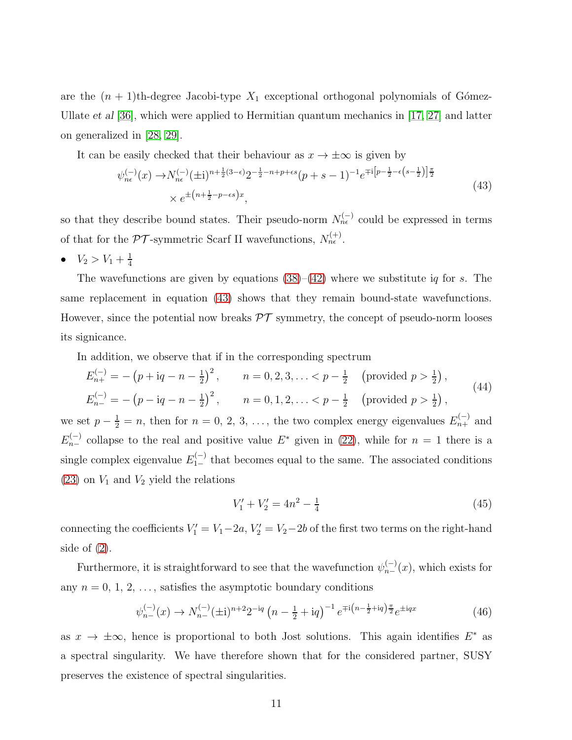are the $(n+1)$th-degree Jacobi-type $X_1$ exceptional orthogonal polynomials of Gómez-Ullate *et al* [36], which were applied to Hermitian quantum mechanics in [17, 27] and latter on generalized in [28, 29].

It can be easily checked that their behaviour as $x \to \pm\infty$ is given by

$$
\begin{aligned}
\psi_{n\epsilon}^{(-)}(x) \to & N_{n\epsilon}^{(-)} (\pm \mathrm{i})^{n+\frac{1}{2}(3-\epsilon)} 2^{-\frac{1}{2}-n+p+\epsilon s} (p+s-1)^{-1} e^{\mp \mathrm{i}\left[p-\frac{1}{2}-\epsilon\left(s-\frac{1}{2}\right)\right]\frac{\pi}{2}} \\
& \times e^{\pm\left(n+\frac{1}{2}-p-\epsilon s\right)x},
\end{aligned}
\tag{43}
$$

so that they describe bound states. Their pseudo-norm $N_{n\epsilon}^{(-)}$ could be expressed in terms of that for the $\mathcal{PT}$-symmetric Scarf II wavefunctions, $N_{n\epsilon}^{(+)}$.

- $V_2 > V_1 + \frac{1}{4}$

The wavefunctions are given by equations (38)–(42) where we substitute i$q$ for $s$. The same replacement in equation (43) shows that they remain bound-state wavefunctions. However, since the potential now breaks $\mathcal{PT}$ symmetry, the concept of pseudo-norm looses its signicance.

In addition, we observe that if in the corresponding spectrum

$$
\begin{aligned}
E_{n+}^{(-)} &= -\left(p + \mathrm{i}q - n - \tfrac{1}{2}\right)^2, \qquad n = 0, 2, 3, \ldots < p - \tfrac{1}{2} \quad \left(\text{provided } p > \tfrac{1}{2}\right), \\
E_{n-}^{(-)} &= -\left(p - \mathrm{i}q - n - \tfrac{1}{2}\right)^2, \qquad n = 0, 1, 2, \ldots < p - \tfrac{1}{2} \quad \left(\text{provided } p > \tfrac{1}{2}\right),
\end{aligned}
\tag{44}
$$

we set $p - \frac{1}{2} = n$, then for $n = 0, 2, 3, \ldots$, the two complex energy eigenvalues $E_{n+}^{(-)}$ and $E_{n-}^{(-)}$ collapse to the real and positive value $E^*$ given in (22), while for $n = 1$ there is a single complex eigenvalue $E_{1-}^{(-)}$ that becomes equal to the same. The associated conditions (23) on $V_1$ and $V_2$ yield the relations

$$
V_1' + V_2' = 4n^2 - \tfrac{1}{4} \tag{45}
$$

connecting the coefficients $V_1' = V_1 - 2a$, $V_2' = V_2 - 2b$ of the first two terms on the right-hand side of (2).

Furthermore, it is straightforward to see that the wavefunction $\psi_{n-}^{(-)}(x)$, which exists for any $n = 0, 1, 2, \ldots$, satisfies the asymptotic boundary conditions

$$
\psi_{n-}^{(-)}(x) \to N_{n-}^{(-)} (\pm \mathrm{i})^{n+2} 2^{-\mathrm{i}q} \left(n - \tfrac{1}{2} + \mathrm{i}q\right)^{-1} e^{\mp \mathrm{i}\left(n-\frac{1}{2}+\mathrm{i}q\right)\frac{\pi}{2}} e^{\pm \mathrm{i}qx} \tag{46}
$$

as $x \to \pm\infty$, hence is proportional to both Jost solutions. This again identifies $E^*$ as a spectral singularity. We have therefore shown that for the considered partner, SUSY preserves the existence of spectral singularities.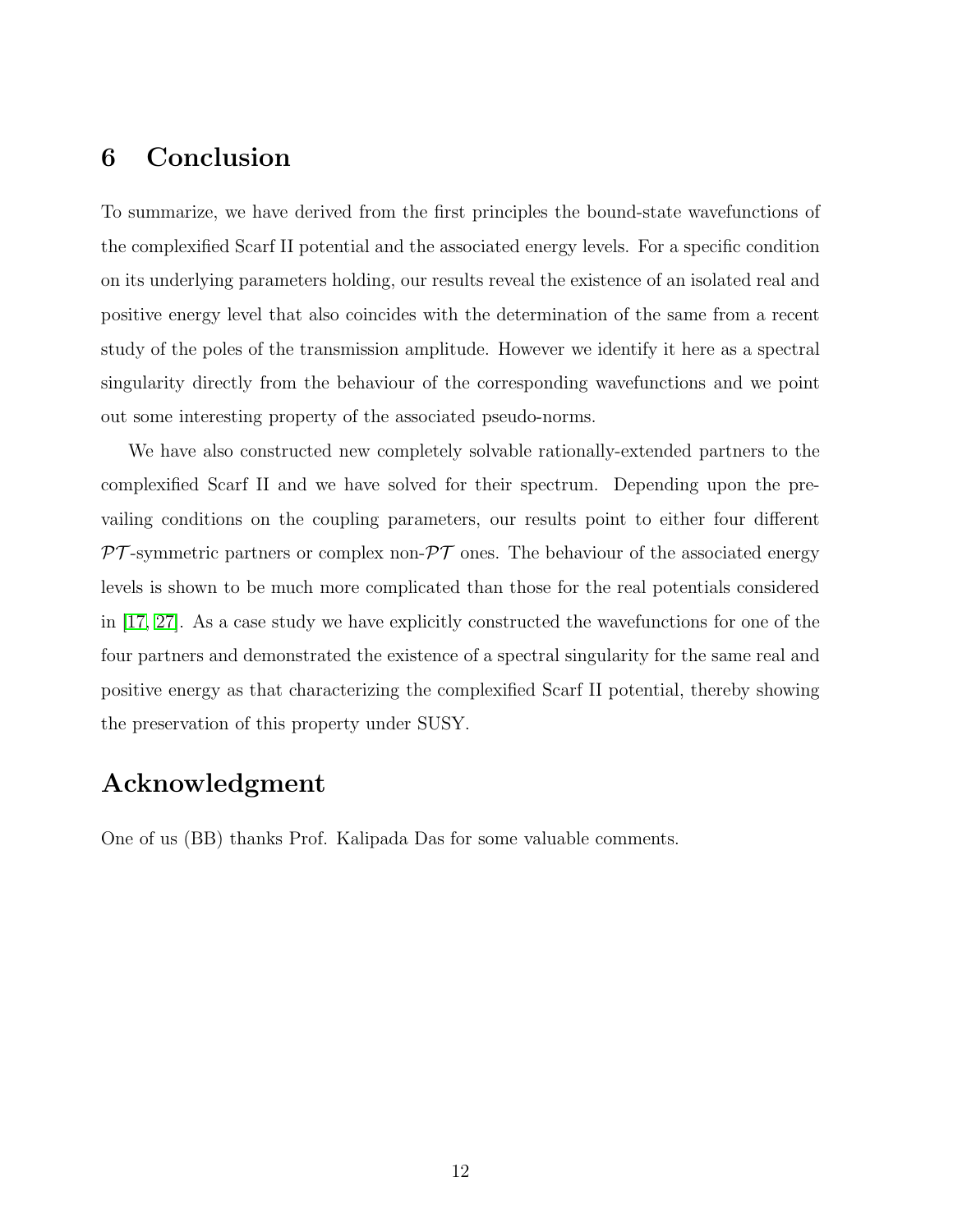## 6 Conclusion

To summarize, we have derived from the first principles the bound-state wavefunctions of the complexified Scarf II potential and the associated energy levels. For a specific condition on its underlying parameters holding, our results reveal the existence of an isolated real and positive energy level that also coincides with the determination of the same from a recent study of the poles of the transmission amplitude. However we identify it here as a spectral singularity directly from the behaviour of the corresponding wavefunctions and we point out some interesting property of the associated pseudo-norms.

We have also constructed new completely solvable rationally-extended partners to the complexified Scarf II and we have solved for their spectrum. Depending upon the prevailing conditions on the coupling parameters, our results point to either four different $\mathcal{PT}$-symmetric partners or complex non-$\mathcal{PT}$ ones. The behaviour of the associated energy levels is shown to be much more complicated than those for the real potentials considered in [17, 27]. As a case study we have explicitly constructed the wavefunctions for one of the four partners and demonstrated the existence of a spectral singularity for the same real and positive energy as that characterizing the complexified Scarf II potential, thereby showing the preservation of this property under SUSY.

## Acknowledgment

One of us (BB) thanks Prof. Kalipada Das for some valuable comments.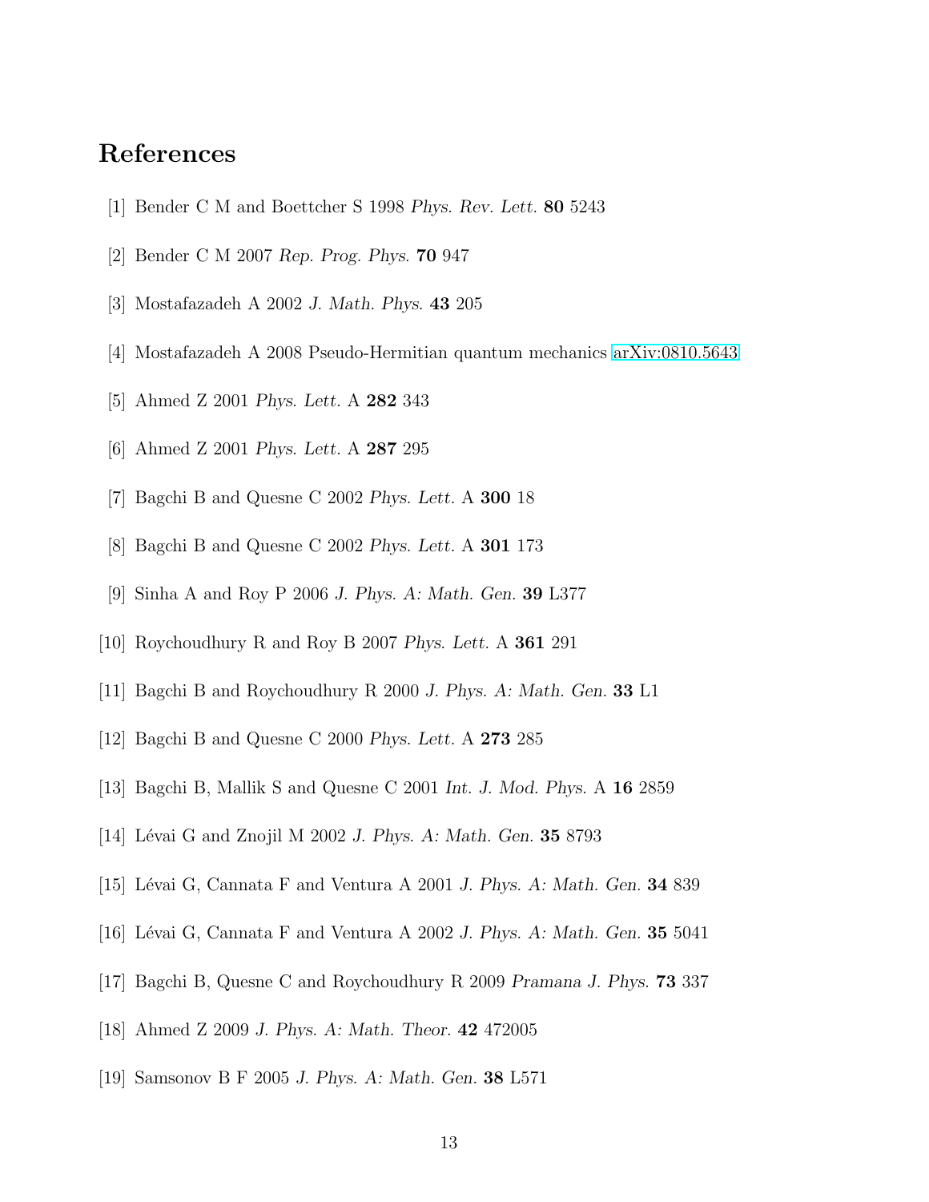# References

[1] Bender C M and Boettcher S 1998 *Phys. Rev. Lett.* **80** 5243

[2] Bender C M 2007 *Rep. Prog. Phys.* **70** 947

[3] Mostafazadeh A 2002 *J. Math. Phys.* **43** 205

[4] Mostafazadeh A 2008 Pseudo-Hermitian quantum mechanics arXiv:0810.5643

[5] Ahmed Z 2001 *Phys. Lett.* A **282** 343

[6] Ahmed Z 2001 *Phys. Lett.* A **287** 295

[7] Bagchi B and Quesne C 2002 *Phys. Lett.* A **300** 18

[8] Bagchi B and Quesne C 2002 *Phys. Lett.* A **301** 173

[9] Sinha A and Roy P 2006 *J. Phys. A: Math. Gen.* **39** L377

[10] Roychoudhury R and Roy B 2007 *Phys. Lett.* A **361** 291

[11] Bagchi B and Roychoudhury R 2000 *J. Phys. A: Math. Gen.* **33** L1

[12] Bagchi B and Quesne C 2000 *Phys. Lett.* A **273** 285

[13] Bagchi B, Mallik S and Quesne C 2001 *Int. J. Mod. Phys.* A **16** 2859

[14] Lévai G and Znojil M 2002 *J. Phys. A: Math. Gen.* **35** 8793

[15] Lévai G, Cannata F and Ventura A 2001 *J. Phys. A: Math. Gen.* **34** 839

[16] Lévai G, Cannata F and Ventura A 2002 *J. Phys. A: Math. Gen.* **35** 5041

[17] Bagchi B, Quesne C and Roychoudhury R 2009 *Pramana J. Phys.* **73** 337

[18] Ahmed Z 2009 *J. Phys. A: Math. Theor.* **42** 472005

[19] Samsonov B F 2005 *J. Phys. A: Math. Gen.* **38** L571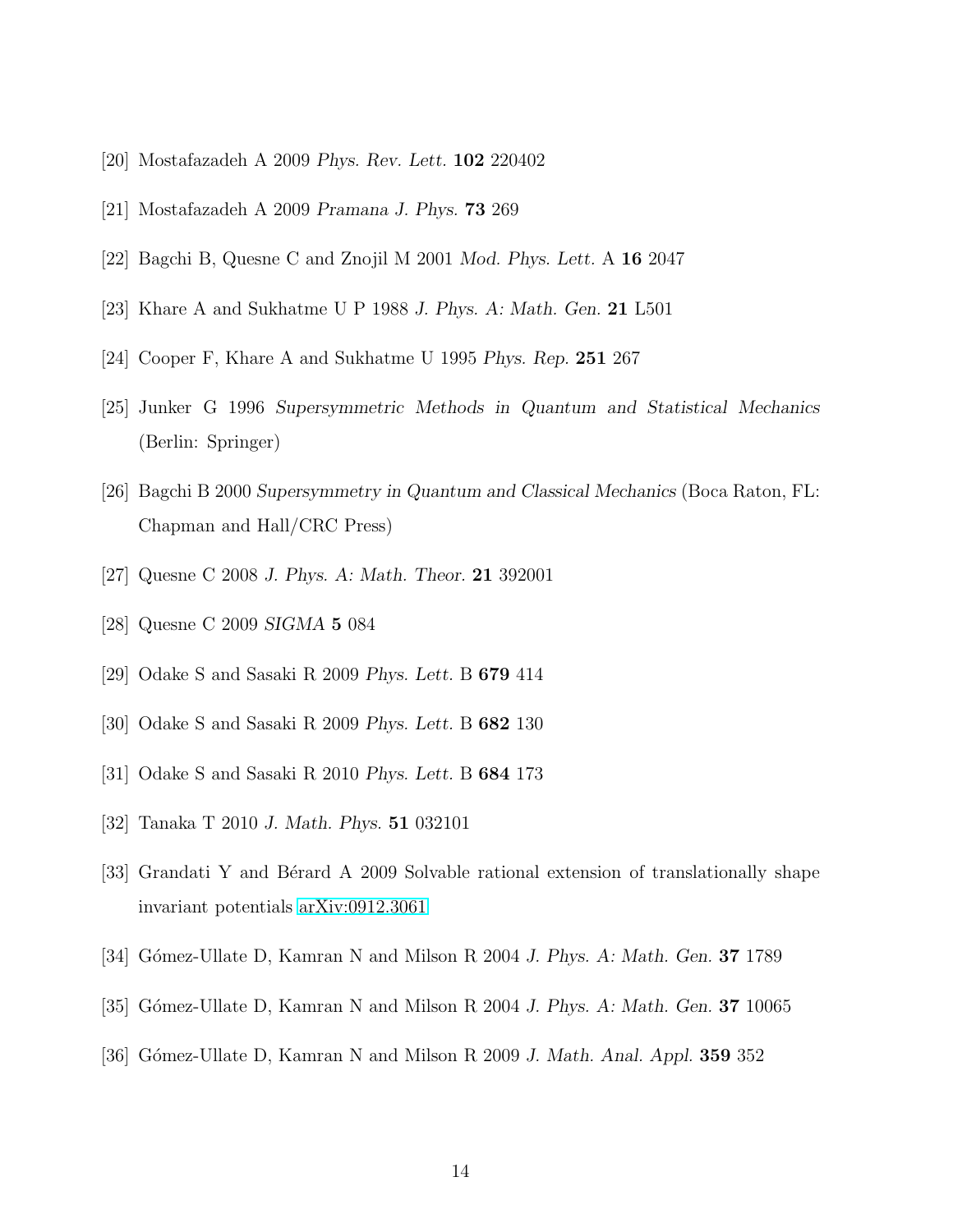[20] Mostafazadeh A 2009 *Phys. Rev. Lett.* **102** 220402

[21] Mostafazadeh A 2009 *Pramana J. Phys.* **73** 269

[22] Bagchi B, Quesne C and Znojil M 2001 *Mod. Phys. Lett.* A **16** 2047

[23] Khare A and Sukhatme U P 1988 *J. Phys. A: Math. Gen.* **21** L501

[24] Cooper F, Khare A and Sukhatme U 1995 *Phys. Rep.* **251** 267

[25] Junker G 1996 *Supersymmetric Methods in Quantum and Statistical Mechanics* (Berlin: Springer)

[26] Bagchi B 2000 *Supersymmetry in Quantum and Classical Mechanics* (Boca Raton, FL: Chapman and Hall/CRC Press)

[27] Quesne C 2008 *J. Phys. A: Math. Theor.* **21** 392001

[28] Quesne C 2009 *SIGMA* **5** 084

[29] Odake S and Sasaki R 2009 *Phys. Lett.* B **679** 414

[30] Odake S and Sasaki R 2009 *Phys. Lett.* B **682** 130

[31] Odake S and Sasaki R 2010 *Phys. Lett.* B **684** 173

[32] Tanaka T 2010 *J. Math. Phys.* **51** 032101

[33] Grandati Y and Bérard A 2009 Solvable rational extension of translationally shape invariant potentials arXiv:0912.3061

[34] Gómez-Ullate D, Kamran N and Milson R 2004 *J. Phys. A: Math. Gen.* **37** 1789

[35] Gómez-Ullate D, Kamran N and Milson R 2004 *J. Phys. A: Math. Gen.* **37** 10065

[36] Gómez-Ullate D, Kamran N and Milson R 2009 *J. Math. Anal. Appl.* **359** 352